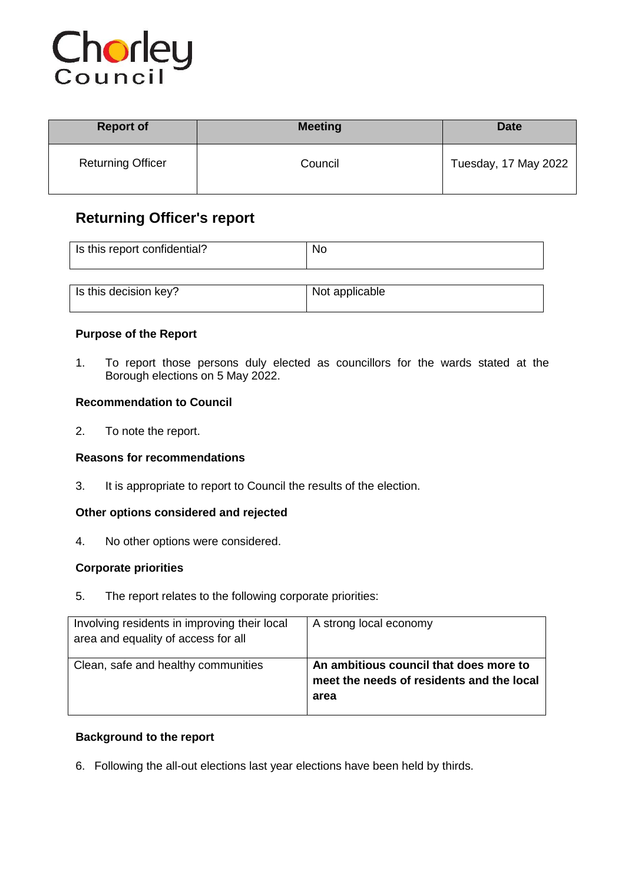Chorley Council

| Report of | Meeting | Date |
| --- | --- | --- |
| Returning Officer | Council | Tuesday, 17 May 2022 |

## Returning Officer's report

| | |
| --- | --- |
| Is this report confidential? | No |

| | |
| --- | --- |
| Is this decision key? | Not applicable |

### Purpose of the Report

1. To report those persons duly elected as councillors for the wards stated at the Borough elections on 5 May 2022.

### Recommendation to Council

2. To note the report.

### Reasons for recommendations

3. It is appropriate to report to Council the results of the election.

### Other options considered and rejected

4. No other options were considered.

### Corporate priorities

5. The report relates to the following corporate priorities:

| | |
| --- | --- |
| Involving residents in improving their local area and equality of access for all | A strong local economy |
| Clean, safe and healthy communities | **An ambitious council that does more to meet the needs of residents and the local area** |

### Background to the report

6. Following the all-out elections last year elections have been held by thirds.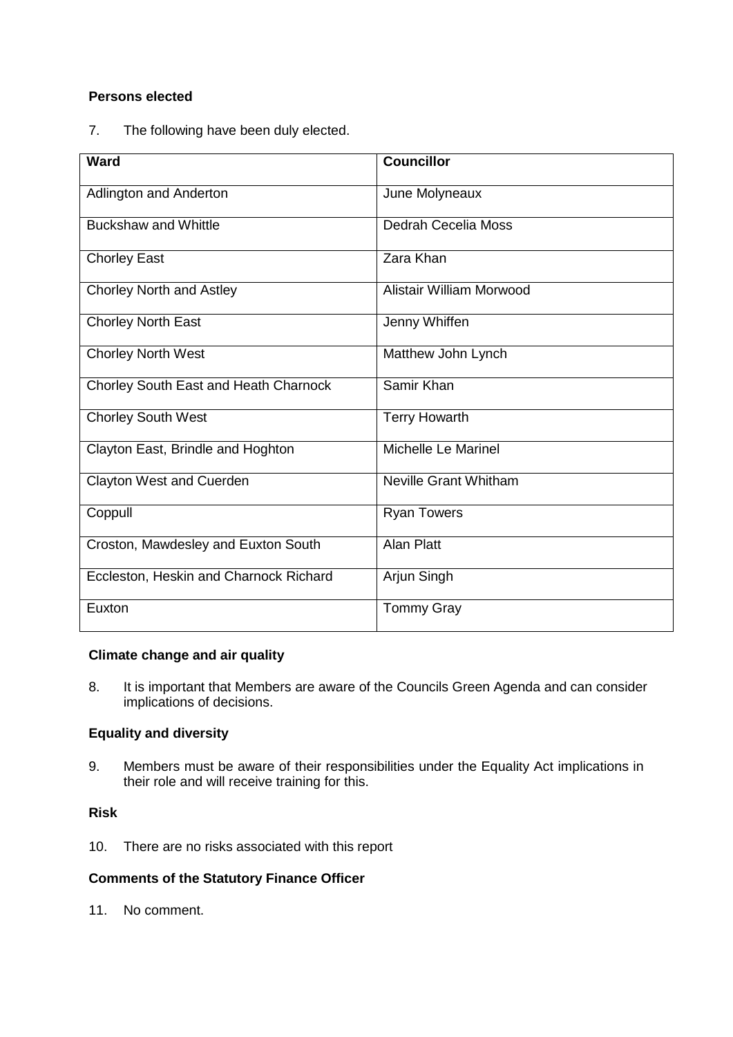**Persons elected**

7. The following have been duly elected.

| Ward | Councillor |
|---|---|
| Adlington and Anderton | June Molyneaux |
| Buckshaw and Whittle | Dedrah Cecelia Moss |
| Chorley East | Zara Khan |
| Chorley North and Astley | Alistair William Morwood |
| Chorley North East | Jenny Whiffen |
| Chorley North West | Matthew John Lynch |
| Chorley South East and Heath Charnock | Samir Khan |
| Chorley South West | Terry Howarth |
| Clayton East, Brindle and Hoghton | Michelle Le Marinel |
| Clayton West and Cuerden | Neville Grant Whitham |
| Coppull | Ryan Towers |
| Croston, Mawdesley and Euxton South | Alan Platt |
| Eccleston, Heskin and Charnock Richard | Arjun Singh |
| Euxton | Tommy Gray |

**Climate change and air quality**

8. It is important that Members are aware of the Councils Green Agenda and can consider implications of decisions.

**Equality and diversity**

9. Members must be aware of their responsibilities under the Equality Act implications in their role and will receive training for this.

**Risk**

10. There are no risks associated with this report

**Comments of the Statutory Finance Officer**

11. No comment.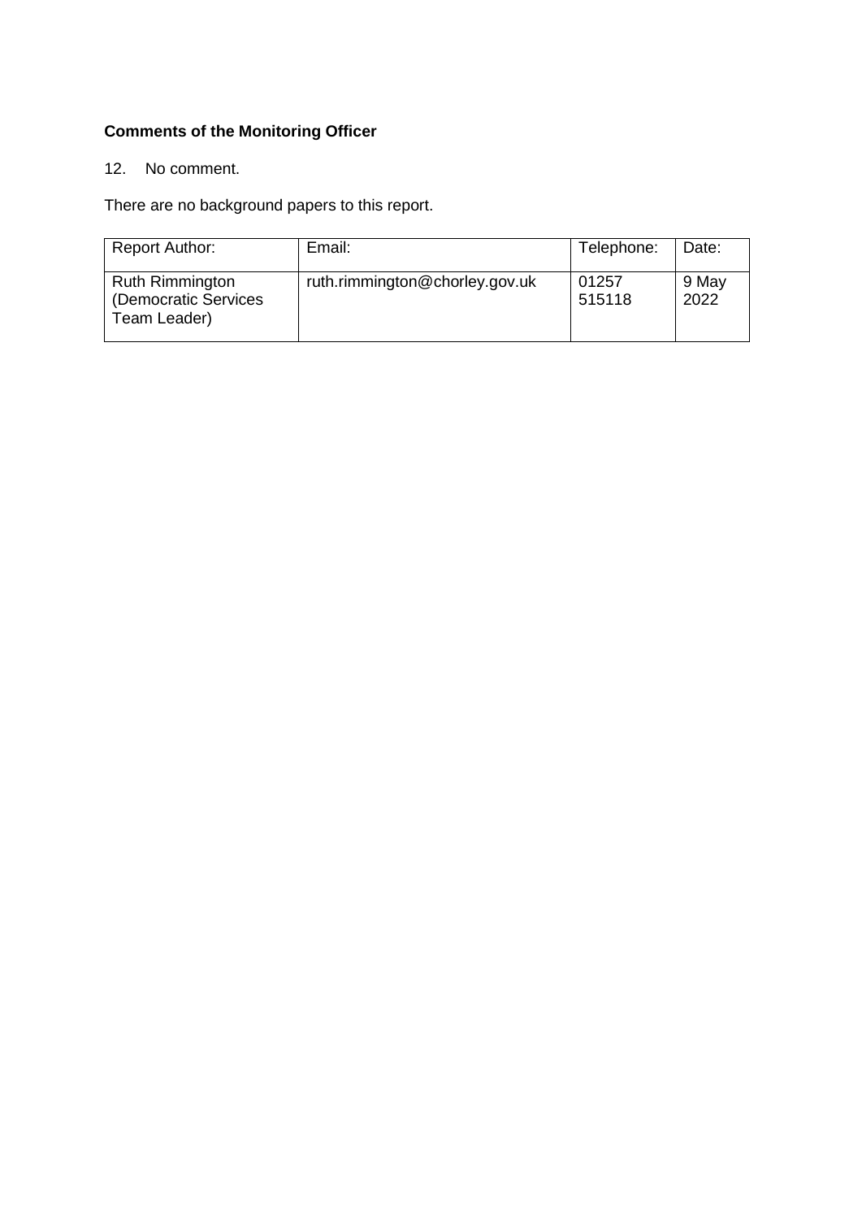**Comments of the Monitoring Officer**

12. No comment.

There are no background papers to this report.

| Report Author: | Email: | Telephone: | Date: |
|---|---|---|---|
| Ruth Rimmington (Democratic Services Team Leader) | ruth.rimmington@chorley.gov.uk | 01257 515118 | 9 May 2022 |